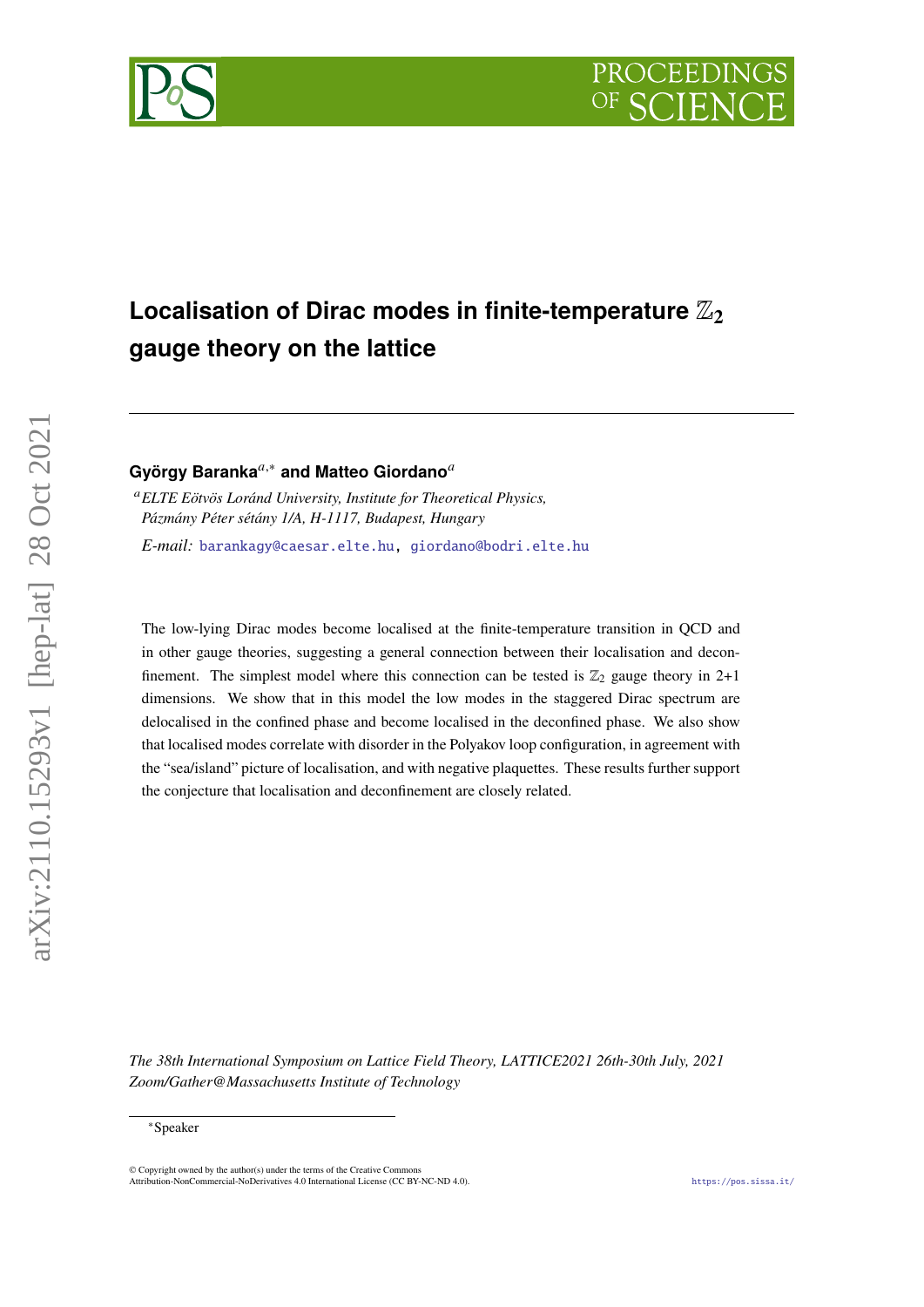# Localisation of Dirac modes in finite-temperature $\mathbb{Z}_2$ gauge theory on the lattice

**György Baranka**[a,*] **and Matteo Giordano**[a]

[a] *ELTE Eötvös Loránd University, Institute for Theoretical Physics, Pázmány Péter sétány 1/A, H-1117, Budapest, Hungary*

*E-mail:* baranka­gy@caesar.elte.hu, giordano@bodri.elte.hu

The low-lying Dirac modes become localised at the finite-temperature transition in QCD and in other gauge theories, suggesting a general connection between their localisation and deconfinement. The simplest model where this connection can be tested is $\mathbb{Z}_2$ gauge theory in 2+1 dimensions. We show that in this model the low modes in the staggered Dirac spectrum are delocalised in the confined phase and become localised in the deconfined phase. We also show that localised modes correlate with disorder in the Polyakov loop configuration, in agreement with the "sea/island" picture of localisation, and with negative plaquettes. These results further support the conjecture that localisation and deconfinement are closely related.

*The 38th International Symposium on Lattice Field Theory, LATTICE2021 26th-30th July, 2021 Zoom/Gather@Massachusetts Institute of Technology*

*Speaker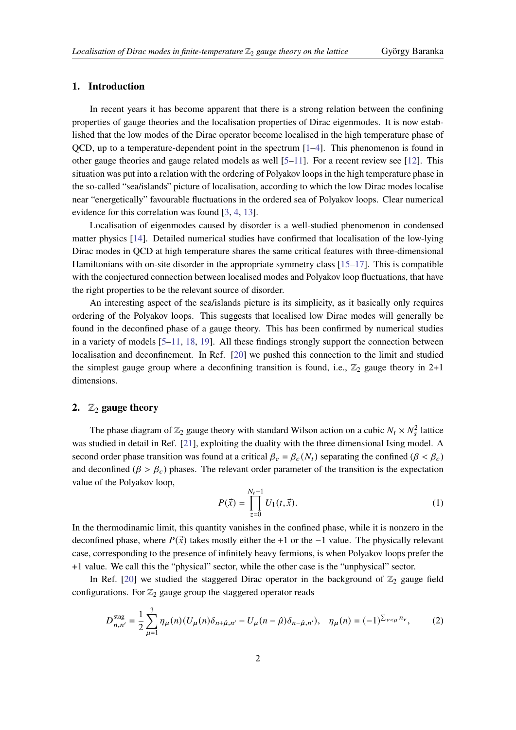## 1. Introduction

In recent years it has become apparent that there is a strong relation between the confining properties of gauge theories and the localisation properties of Dirac eigenmodes. It is now established that the low modes of the Dirac operator become localised in the high temperature phase of QCD, up to a temperature-dependent point in the spectrum [1–4]. This phenomenon is found in other gauge theories and gauge related models as well [5–11]. For a recent review see [12]. This situation was put into a relation with the ordering of Polyakov loops in the high temperature phase in the so-called "sea/islands" picture of localisation, according to which the low Dirac modes localise near "energetically" favourable fluctuations in the ordered sea of Polyakov loops. Clear numerical evidence for this correlation was found [3, 4, 13].

Localisation of eigenmodes caused by disorder is a well-studied phenomenon in condensed matter physics [14]. Detailed numerical studies have confirmed that localisation of the low-lying Dirac modes in QCD at high temperature shares the same critical features with three-dimensional Hamiltonians with on-site disorder in the appropriate symmetry class [15–17]. This is compatible with the conjectured connection between localised modes and Polyakov loop fluctuations, that have the right properties to be the relevant source of disorder.

An interesting aspect of the sea/islands picture is its simplicity, as it basically only requires ordering of the Polyakov loops. This suggests that localised low Dirac modes will generally be found in the deconfined phase of a gauge theory. This has been confirmed by numerical studies in a variety of models [5–11, 18, 19]. All these findings strongly support the connection between localisation and deconfinement. In Ref. [20] we pushed this connection to the limit and studied the simplest gauge group where a deconfining transition is found, i.e., $\mathbb{Z}_2$ gauge theory in 2+1 dimensions.

## 2. $\mathbb{Z}_2$ gauge theory

The phase diagram of $\mathbb{Z}_2$ gauge theory with standard Wilson action on a cubic $N_t \times N_s^2$ lattice was studied in detail in Ref. [21], exploiting the duality with the three dimensional Ising model. A second order phase transition was found at a critical $\beta_c = \beta_c(N_t)$ separating the confined ($\beta < \beta_c$) and deconfined ($\beta > \beta_c$) phases. The relevant order parameter of the transition is the expectation value of the Polyakov loop,

$$P(\vec{x}) = \prod_{z=0}^{N_t-1} U_1(t, \vec{x}). \tag{1}$$

In the thermodinamic limit, this quantity vanishes in the confined phase, while it is nonzero in the deconfined phase, where $P(\vec{x})$ takes mostly either the $+1$ or the $-1$ value. The physically relevant case, corresponding to the presence of infinitely heavy fermions, is when Polyakov loops prefer the $+1$ value. We call this the "physical" sector, while the other case is the "unphysical" sector.

In Ref. [20] we studied the staggered Dirac operator in the background of $\mathbb{Z}_2$ gauge field configurations. For $\mathbb{Z}_2$ gauge group the staggered operator reads

$$D^{\text{stag}}_{n,n'} = \frac{1}{2}\sum_{\mu=1}^{3} \eta_\mu(n)(U_\mu(n)\delta_{n+\hat{\mu},n'} - U_\mu(n-\hat{\mu})\delta_{n-\hat{\mu},n'}), \quad \eta_\mu(n) = (-1)^{\sum_{\nu<\mu} n_\nu}, \tag{2}$$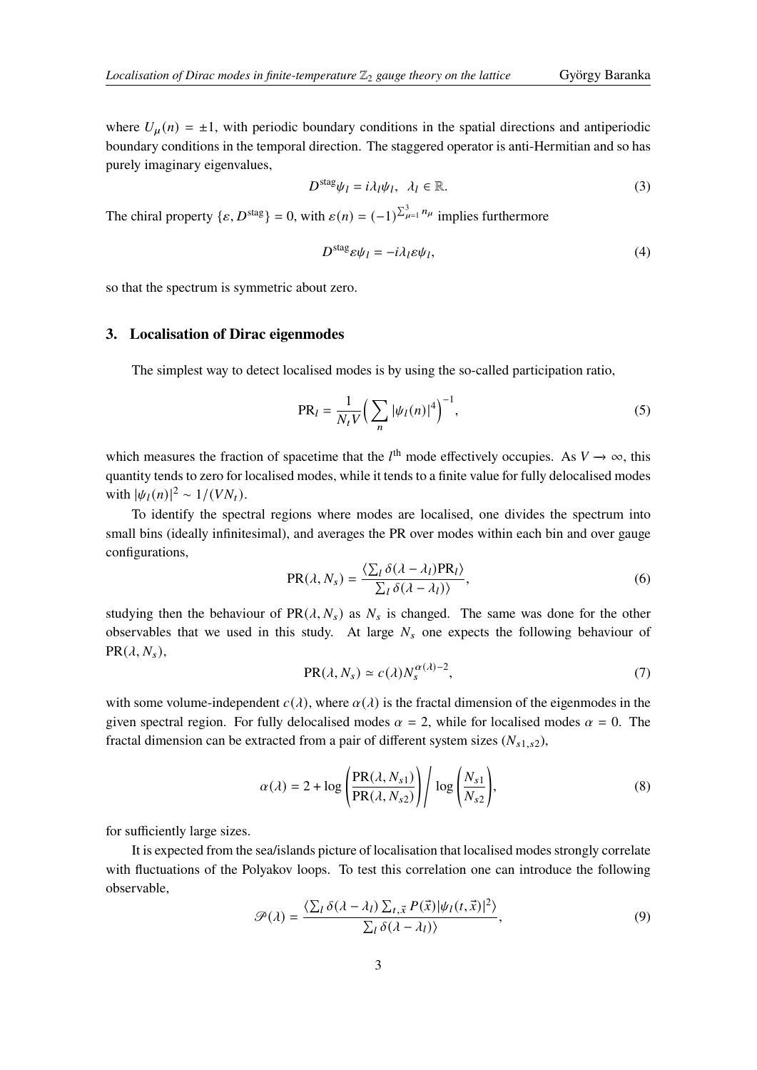where $U_\mu(n) = \pm 1$, with periodic boundary conditions in the spatial directions and antiperiodic boundary conditions in the temporal direction. The staggered operator is anti-Hermitian and so has purely imaginary eigenvalues,

$$D^{\text{stag}}\psi_l = i\lambda_l \psi_l, \quad \lambda_l \in \mathbb{R}. \tag{3}$$

The chiral property $\{\varepsilon, D^{\text{stag}}\} = 0$, with $\varepsilon(n) = (-1)^{\sum_{\mu=1}^{3} n_\mu}$ implies furthermore

$$D^{\text{stag}}\varepsilon\psi_l = -i\lambda_l \varepsilon\psi_l, \tag{4}$$

so that the spectrum is symmetric about zero.

## 3. Localisation of Dirac eigenmodes

The simplest way to detect localised modes is by using the so-called participation ratio,

$$\text{PR}_l = \frac{1}{N_t V}\Big(\sum_n |\psi_l(n)|^4\Big)^{-1}, \tag{5}$$

which measures the fraction of spacetime that the $l^{\text{th}}$ mode effectively occupies. As $V \to \infty$, this quantity tends to zero for localised modes, while it tends to a finite value for fully delocalised modes with $|\psi_l(n)|^2 \sim 1/(VN_t)$.

To identify the spectral regions where modes are localised, one divides the spectrum into small bins (ideally infinitesimal), and averages the PR over modes within each bin and over gauge configurations,

$$\text{PR}(\lambda, N_s) = \frac{\langle \sum_l \delta(\lambda - \lambda_l)\text{PR}_l \rangle}{\sum_l \delta(\lambda - \lambda_l)\rangle}, \tag{6}$$

studying then the behaviour of $\text{PR}(\lambda, N_s)$ as $N_s$ is changed. The same was done for the other observables that we used in this study. At large $N_s$ one expects the following behaviour of $\text{PR}(\lambda, N_s)$,

$$\text{PR}(\lambda, N_s) \simeq c(\lambda) N_s^{\alpha(\lambda)-2}, \tag{7}$$

with some volume-independent $c(\lambda)$, where $\alpha(\lambda)$ is the fractal dimension of the eigenmodes in the given spectral region. For fully delocalised modes $\alpha = 2$, while for localised modes $\alpha = 0$. The fractal dimension can be extracted from a pair of different system sizes ($N_{s1,s2}$),

$$\alpha(\lambda) = 2 + \log\left(\frac{\text{PR}(\lambda, N_{s1})}{\text{PR}(\lambda, N_{s2})}\right) \Bigg/ \log\left(\frac{N_{s1}}{N_{s2}}\right), \tag{8}$$

for sufficiently large sizes.

It is expected from the sea/islands picture of localisation that localised modes strongly correlate with fluctuations of the Polyakov loops. To test this correlation one can introduce the following observable,

$$\mathscr{P}(\lambda) = \frac{\langle \sum_l \delta(\lambda - \lambda_l) \sum_{t,\vec{x}} P(\vec{x}) |\psi_l(t,\vec{x})|^2 \rangle}{\sum_l \delta(\lambda - \lambda_l)\rangle}, \tag{9}$$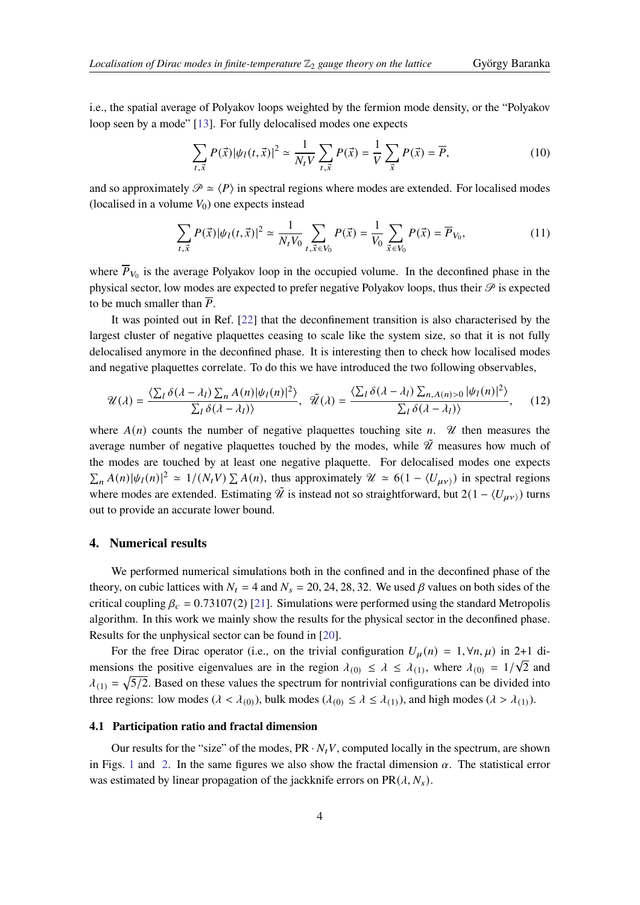i.e., the spatial average of Polyakov loops weighted by the fermion mode density, or the "Polyakov loop seen by a mode" [13]. For fully delocalised modes one expects

$$\sum_{t,\vec{x}} P(\vec{x})|\psi_l(t,\vec{x})|^2 \simeq \frac{1}{N_t V}\sum_{t,\vec{x}} P(\vec{x}) = \frac{1}{V}\sum_{\vec{x}} P(\vec{x}) = \overline{P}, \tag{10}$$

and so approximately $\mathscr{P} \simeq \langle P \rangle$ in spectral regions where modes are extended. For localised modes (localised in a volume $V_0$) one expects instead

$$\sum_{t,\vec{x}} P(\vec{x})|\psi_l(t,\vec{x})|^2 \simeq \frac{1}{N_t V_0}\sum_{t,\vec{x}\in V_0} P(\vec{x}) = \frac{1}{V_0}\sum_{\vec{x}\in V_0} P(\vec{x}) = \overline{P}_{V_0}, \tag{11}$$

where $\overline{P}_{V_0}$ is the average Polyakov loop in the occupied volume. In the deconfined phase in the physical sector, low modes are expected to prefer negative Polyakov loops, thus their $\mathscr{P}$ is expected to be much smaller than $\overline{P}$.

It was pointed out in Ref. [22] that the deconfinement transition is also characterised by the largest cluster of negative plaquettes ceasing to scale like the system size, so that it is not fully delocalised anymore in the deconfined phase. It is interesting then to check how localised modes and negative plaquettes correlate. To do this we have introduced the two following observables,

$$\mathscr{U}(\lambda) = \frac{\langle \sum_l \delta(\lambda-\lambda_l)\sum_n A(n)|\psi_l(n)|^2\rangle}{\sum_l \delta(\lambda-\lambda_l)\rangle}, \quad \tilde{\mathscr{U}}(\lambda) = \frac{\langle \sum_l \delta(\lambda-\lambda_l)\sum_{n,A(n)>0}|\psi_l(n)|^2\rangle}{\sum_l \delta(\lambda-\lambda_l)\rangle}, \tag{12}$$

where $A(n)$ counts the number of negative plaquettes touching site $n$. $\mathscr{U}$ then measures the average number of negative plaquettes touched by the modes, while $\tilde{\mathscr{U}}$ measures how much of the modes are touched by at least one negative plaquette. For delocalised modes one expects $\sum_n A(n)|\psi_l(n)|^2 \simeq 1/(N_t V)\sum A(n)$, thus approximately $\mathscr{U} \simeq 6(1-\langle U_{\mu\nu}\rangle)$ in spectral regions where modes are extended. Estimating $\tilde{\mathscr{U}}$ is instead not so straightforward, but $2(1-\langle U_{\mu\nu}\rangle)$ turns out to provide an accurate lower bound.

## 4. Numerical results

We performed numerical simulations both in the confined and in the deconfined phase of the theory, on cubic lattices with $N_t = 4$ and $N_s = 20, 24, 28, 32$. We used $\beta$ values on both sides of the critical coupling $\beta_c = 0.73107(2)$ [21]. Simulations were performed using the standard Metropolis algorithm. In this work we mainly show the results for the physical sector in the deconfined phase. Results for the unphysical sector can be found in [20].

For the free Dirac operator (i.e., on the trivial configuration $U_\mu(n) = 1, \forall n, \mu$) in 2+1 dimensions the positive eigenvalues are in the region $\lambda_{(0)} \leq \lambda \leq \lambda_{(1)}$, where $\lambda_{(0)} = 1/\sqrt{2}$ and $\lambda_{(1)} = \sqrt{5/2}$. Based on these values the spectrum for nontrivial configurations can be divided into three regions: low modes ($\lambda < \lambda_{(0)}$), bulk modes ($\lambda_{(0)} \leq \lambda \leq \lambda_{(1)}$), and high modes ($\lambda > \lambda_{(1)}$).

### 4.1 Participation ratio and fractal dimension

Our results for the "size" of the modes, $\mathrm{PR}\cdot N_t V$, computed locally in the spectrum, are shown in Figs. 1 and 2. In the same figures we also show the fractal dimension $\alpha$. The statistical error was estimated by linear propagation of the jackknife errors on $\mathrm{PR}(\lambda, N_s)$.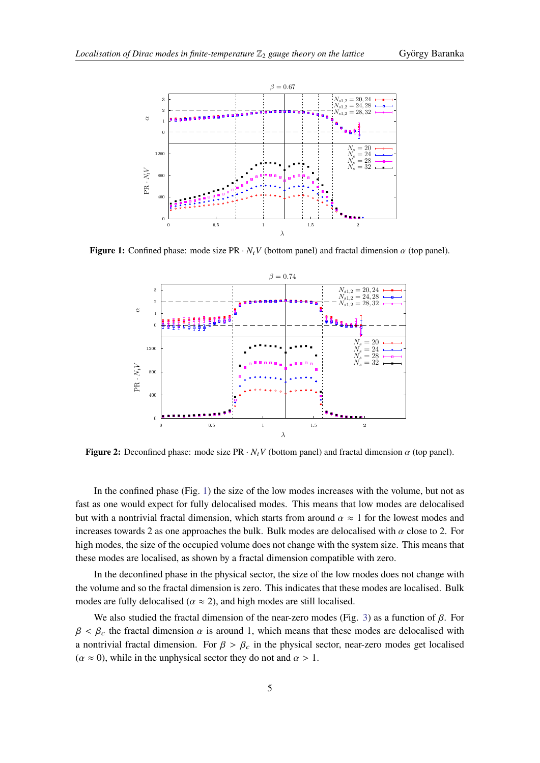**Figure 1:** Confined phase: mode size $\mathrm{PR} \cdot N_t V$ (bottom panel) and fractal dimension $\alpha$ (top panel).

**Figure 2:** Deconfined phase: mode size $\mathrm{PR} \cdot N_t V$ (bottom panel) and fractal dimension $\alpha$ (top panel).

In the confined phase (Fig. 1) the size of the low modes increases with the volume, but not as fast as one would expect for fully delocalised modes. This means that low modes are delocalised but with a nontrivial fractal dimension, which starts from around $\alpha \approx 1$ for the lowest modes and increases towards 2 as one approaches the bulk. Bulk modes are delocalised with $\alpha$ close to 2. For high modes, the size of the occupied volume does not change with the system size. This means that these modes are localised, as shown by a fractal dimension compatible with zero.

In the deconfined phase in the physical sector, the size of the low modes does not change with the volume and so the fractal dimension is zero. This indicates that these modes are localised. Bulk modes are fully delocalised ($\alpha \approx 2$), and high modes are still localised.

We also studied the fractal dimension of the near-zero modes (Fig. 3) as a function of $\beta$. For $\beta < \beta_c$ the fractal dimension $\alpha$ is around 1, which means that these modes are delocalised with a nontrivial fractal dimension. For $\beta > \beta_c$ in the physical sector, near-zero modes get localised ($\alpha \approx 0$), while in the unphysical sector they do not and $\alpha > 1$.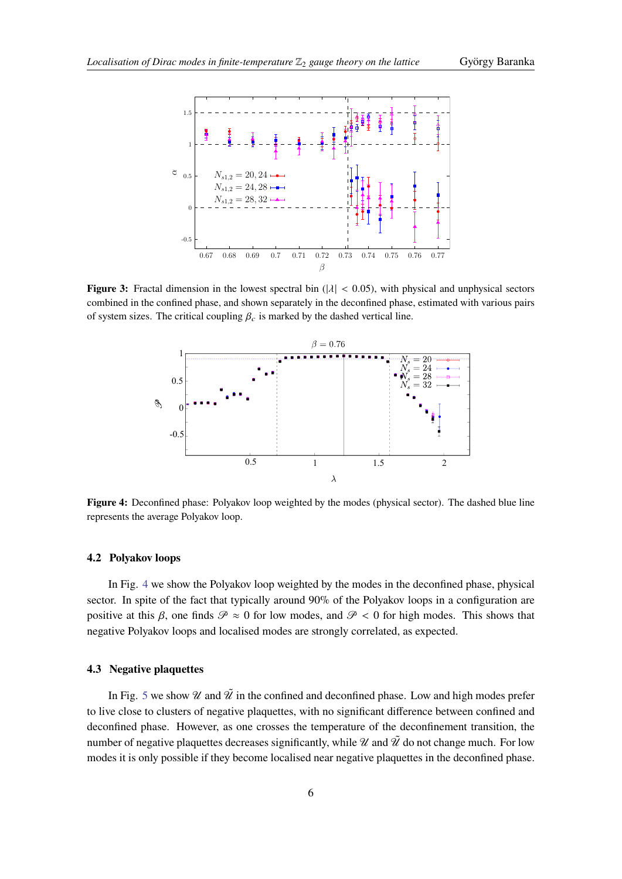**Figure 3:** Fractal dimension in the lowest spectral bin ($|\lambda| < 0.05$), with physical and unphysical sectors combined in the confined phase, and shown separately in the deconfined phase, estimated with various pairs of system sizes. The critical coupling $\beta_c$ is marked by the dashed vertical line.

**Figure 4:** Deconfined phase: Polyakov loop weighted by the modes (physical sector). The dashed blue line represents the average Polyakov loop.

### 4.2 Polyakov loops

In Fig. 4 we show the Polyakov loop weighted by the modes in the deconfined phase, physical sector. In spite of the fact that typically around 90% of the Polyakov loops in a configuration are positive at this $\beta$, one finds $\mathscr{P} \approx 0$ for low modes, and $\mathscr{P} < 0$ for high modes. This shows that negative Polyakov loops and localised modes are strongly correlated, as expected.

### 4.3 Negative plaquettes

In Fig. 5 we show $\mathscr{U}$ and $\tilde{\mathscr{U}}$ in the confined and deconfined phase. Low and high modes prefer to live close to clusters of negative plaquettes, with no significant difference between confined and deconfined phase. However, as one crosses the temperature of the deconfinement transition, the number of negative plaquettes decreases significantly, while $\mathscr{U}$ and $\tilde{\mathscr{U}}$ do not change much. For low modes it is only possible if they become localised near negative plaquettes in the deconfined phase.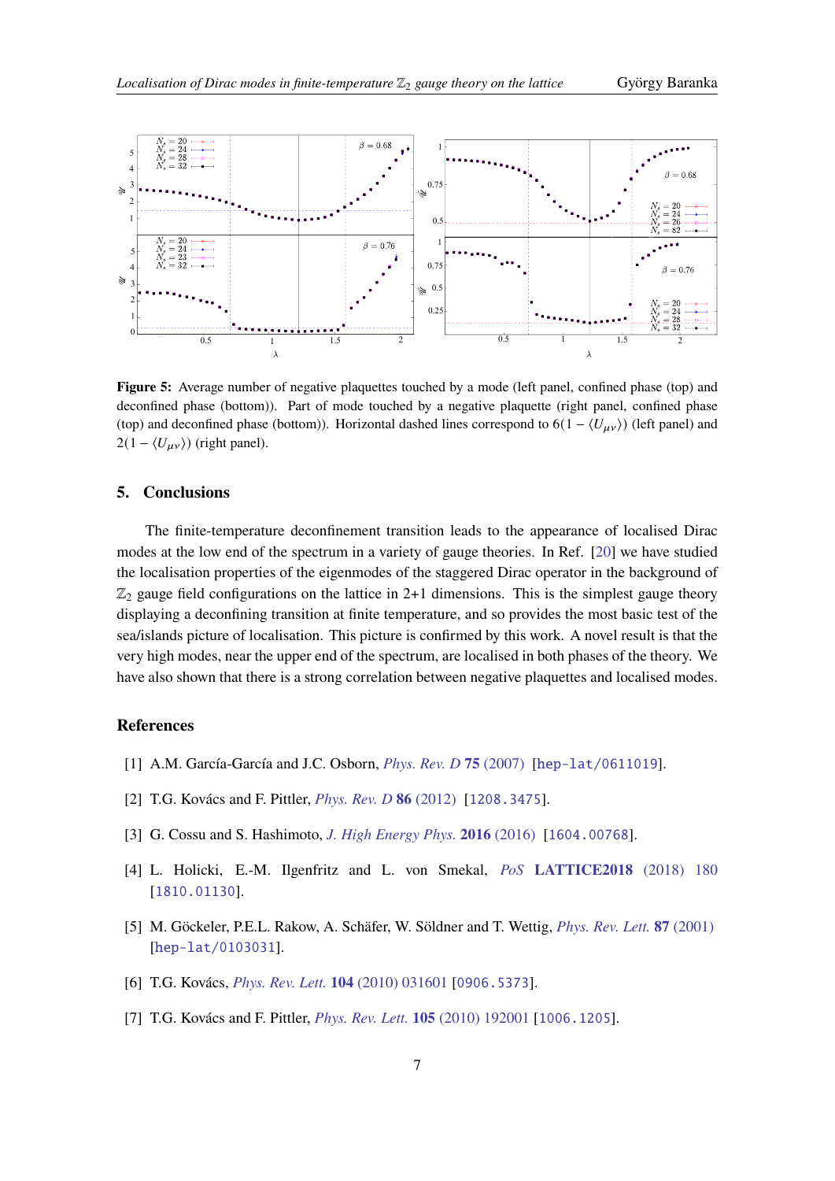**Figure 5:** Average number of negative plaquettes touched by a mode (left panel, confined phase (top) and deconfined phase (bottom)). Part of mode touched by a negative plaquette (right panel, confined phase (top) and deconfined phase (bottom)). Horizontal dashed lines correspond to $6(1 - \langle U_{\mu\nu} \rangle)$ (left panel) and $2(1 - \langle U_{\mu\nu} \rangle)$ (right panel).

## 5. Conclusions

The finite-temperature deconfinement transition leads to the appearance of localised Dirac modes at the low end of the spectrum in a variety of gauge theories. In Ref. [20] we have studied the localisation properties of the eigenmodes of the staggered Dirac operator in the background of $\mathbb{Z}_2$ gauge field configurations on the lattice in 2+1 dimensions. This is the simplest gauge theory displaying a deconfining transition at finite temperature, and so provides the most basic test of the sea/islands picture of localisation. This picture is confirmed by this work. A novel result is that the very high modes, near the upper end of the spectrum, are localised in both phases of the theory. We have also shown that there is a strong correlation between negative plaquettes and localised modes.

## References

[1] A.M. García-García and J.C. Osborn, *Phys. Rev. D* **75** (2007) [hep-lat/0611019].

[2] T.G. Kovács and F. Pittler, *Phys. Rev. D* **86** (2012) [1208.3475].

[3] G. Cossu and S. Hashimoto, *J. High Energy Phys.* **2016** (2016) [1604.00768].

[4] L. Holicki, E.-M. Ilgenfritz and L. von Smekal, *PoS* **LATTICE2018** (2018) 180 [1810.01130].

[5] M. Göckeler, P.E.L. Rakow, A. Schäfer, W. Söldner and T. Wettig, *Phys. Rev. Lett.* **87** (2001) [hep-lat/0103031].

[6] T.G. Kovács, *Phys. Rev. Lett.* **104** (2010) 031601 [0906.5373].

[7] T.G. Kovács and F. Pittler, *Phys. Rev. Lett.* **105** (2010) 192001 [1006.1205].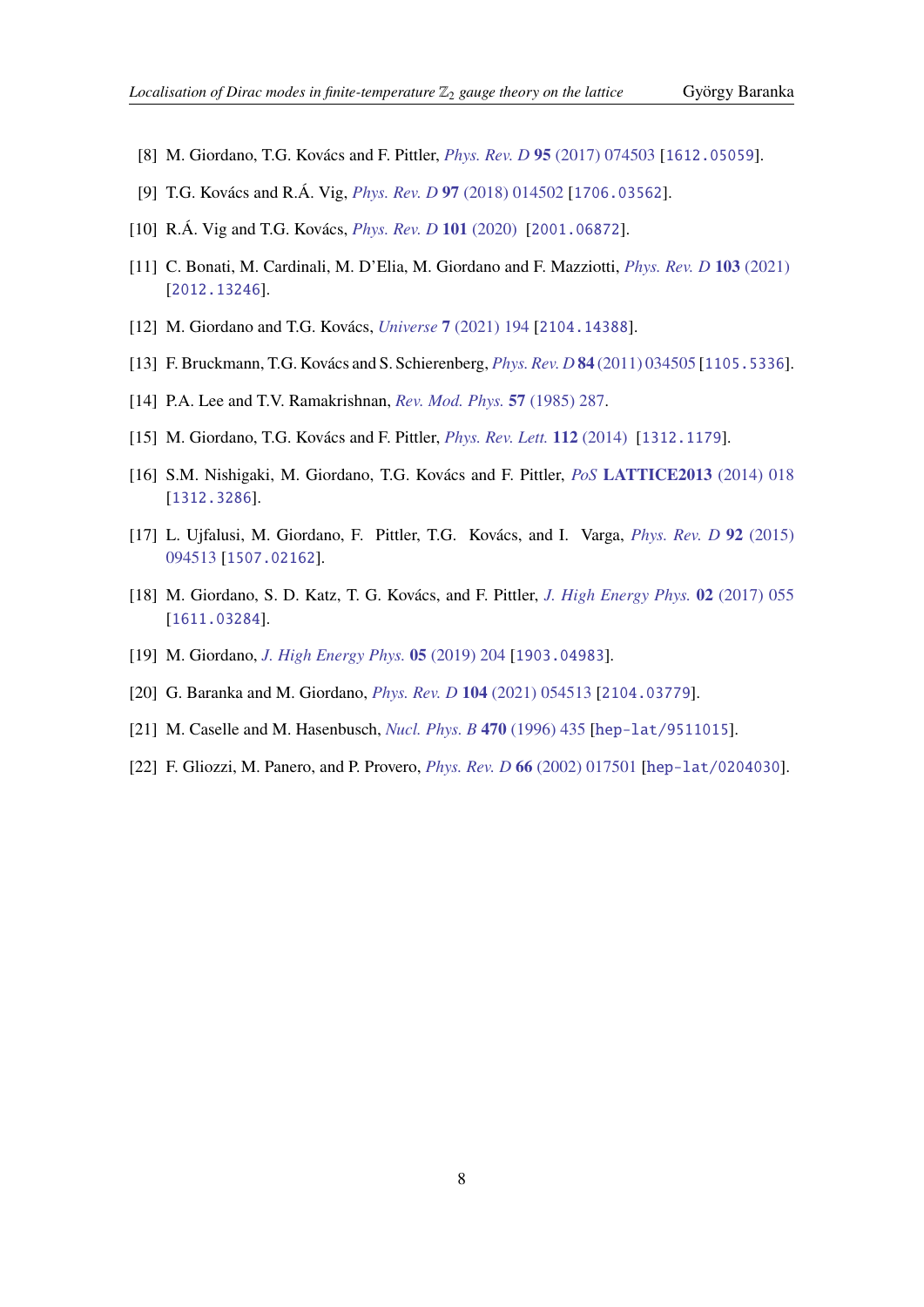[8] M. Giordano, T.G. Kovács and F. Pittler, *Phys. Rev. D* **95** (2017) 074503 [1612.05059].

[9] T.G. Kovács and R.Á. Vig, *Phys. Rev. D* **97** (2018) 014502 [1706.03562].

[10] R.Á. Vig and T.G. Kovács, *Phys. Rev. D* **101** (2020) [2001.06872].

[11] C. Bonati, M. Cardinali, M. D'Elia, M. Giordano and F. Mazziotti, *Phys. Rev. D* **103** (2021) [2012.13246].

[12] M. Giordano and T.G. Kovács, *Universe* **7** (2021) 194 [2104.14388].

[13] F. Bruckmann, T.G. Kovács and S. Schierenberg, *Phys. Rev. D* **84** (2011) 034505 [1105.5336].

[14] P.A. Lee and T.V. Ramakrishnan, *Rev. Mod. Phys.* **57** (1985) 287.

[15] M. Giordano, T.G. Kovács and F. Pittler, *Phys. Rev. Lett.* **112** (2014) [1312.1179].

[16] S.M. Nishigaki, M. Giordano, T.G. Kovács and F. Pittler, *PoS* **LATTICE2013** (2014) 018 [1312.3286].

[17] L. Ujfalusi, M. Giordano, F. Pittler, T.G. Kovács, and I. Varga, *Phys. Rev. D* **92** (2015) 094513 [1507.02162].

[18] M. Giordano, S. D. Katz, T. G. Kovács, and F. Pittler, *J. High Energy Phys.* **02** (2017) 055 [1611.03284].

[19] M. Giordano, *J. High Energy Phys.* **05** (2019) 204 [1903.04983].

[20] G. Baranka and M. Giordano, *Phys. Rev. D* **104** (2021) 054513 [2104.03779].

[21] M. Caselle and M. Hasenbusch, *Nucl. Phys. B* **470** (1996) 435 [hep-lat/9511015].

[22] F. Gliozzi, M. Panero, and P. Provero, *Phys. Rev. D* **66** (2002) 017501 [hep-lat/0204030].